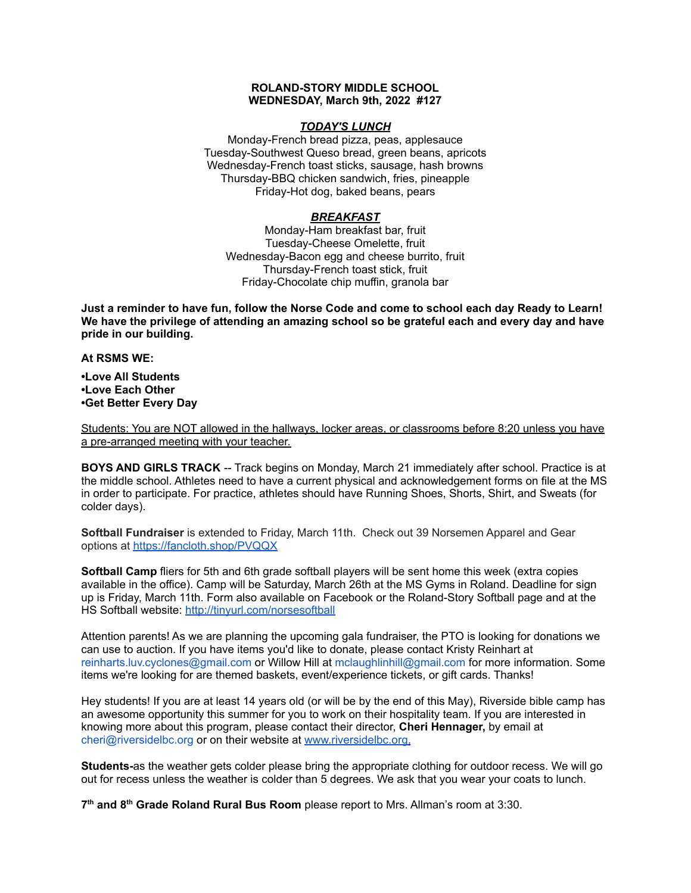**ROLAND-STORY MIDDLE SCHOOL**
**WEDNESDAY, March 9th, 2022 #127**

***TODAY'S LUNCH***

Monday-French bread pizza, peas, applesauce
Tuesday-Southwest Queso bread, green beans, apricots
Wednesday-French toast sticks, sausage, hash browns
Thursday-BBQ chicken sandwich, fries, pineapple
Friday-Hot dog, baked beans, pears

***BREAKFAST***

Monday-Ham breakfast bar, fruit
Tuesday-Cheese Omelette, fruit
Wednesday-Bacon egg and cheese burrito, fruit
Thursday-French toast stick, fruit
Friday-Chocolate chip muffin, granola bar

**Just a reminder to have fun, follow the Norse Code and come to school each day Ready to Learn! We have the privilege of attending an amazing school so be grateful each and every day and have pride in our building.**

**At RSMS WE:**

**•Love All Students**
**•Love Each Other**
**•Get Better Every Day**

Students: You are NOT allowed in the hallways, locker areas, or classrooms before 8:20 unless you have a pre-arranged meeting with your teacher.

**BOYS AND GIRLS TRACK** -- Track begins on Monday, March 21 immediately after school. Practice is at the middle school. Athletes need to have a current physical and acknowledgement forms on file at the MS in order to participate. For practice, athletes should have Running Shoes, Shorts, Shirt, and Sweats (for colder days).

**Softball Fundraiser** is extended to Friday, March 11th. Check out 39 Norsemen Apparel and Gear options at https://fancloth.shop/PVQQX

**Softball Camp** fliers for 5th and 6th grade softball players will be sent home this week (extra copies available in the office). Camp will be Saturday, March 26th at the MS Gyms in Roland. Deadline for sign up is Friday, March 11th. Form also available on Facebook or the Roland-Story Softball page and at the HS Softball website: http://tinyurl.com/norsesoftball

Attention parents! As we are planning the upcoming gala fundraiser, the PTO is looking for donations we can use to auction. If you have items you'd like to donate, please contact Kristy Reinhart at reinharts.luv.cyclones@gmail.com or Willow Hill at mclaughlinhill@gmail.com for more information. Some items we're looking for are themed baskets, event/experience tickets, or gift cards. Thanks!

Hey students! If you are at least 14 years old (or will be by the end of this May), Riverside bible camp has an awesome opportunity this summer for you to work on their hospitality team. If you are interested in knowing more about this program, please contact their director, **Cheri Hennager,** by email at cheri@riversidelbc.org or on their website at www.riversidelbc.org.

**Students-**as the weather gets colder please bring the appropriate clothing for outdoor recess. We will go out for recess unless the weather is colder than 5 degrees. We ask that you wear your coats to lunch.

**7th and 8th Grade Roland Rural Bus Room** please report to Mrs. Allman's room at 3:30.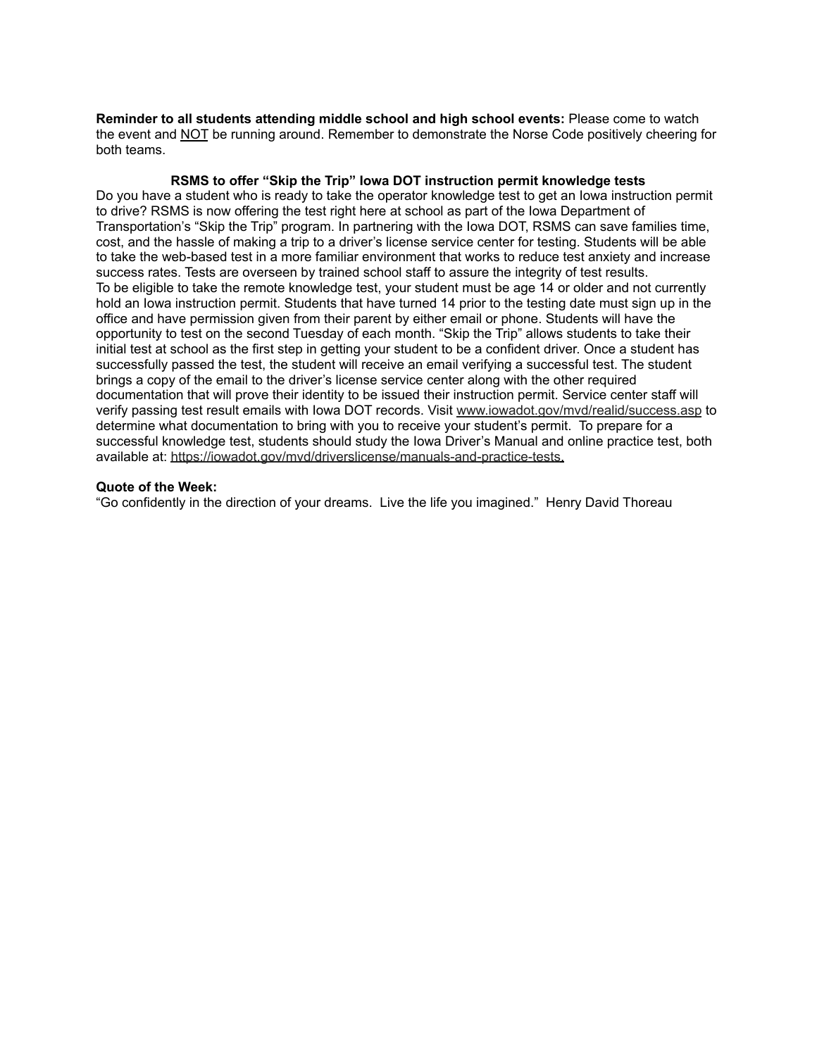**Reminder to all students attending middle school and high school events:** Please come to watch the event and NOT be running around. Remember to demonstrate the Norse Code positively cheering for both teams.

**RSMS to offer "Skip the Trip" Iowa DOT instruction permit knowledge tests**

Do you have a student who is ready to take the operator knowledge test to get an Iowa instruction permit to drive? RSMS is now offering the test right here at school as part of the Iowa Department of Transportation's "Skip the Trip" program. In partnering with the Iowa DOT, RSMS can save families time, cost, and the hassle of making a trip to a driver's license service center for testing. Students will be able to take the web-based test in a more familiar environment that works to reduce test anxiety and increase success rates. Tests are overseen by trained school staff to assure the integrity of test results.

To be eligible to take the remote knowledge test, your student must be age 14 or older and not currently hold an Iowa instruction permit. Students that have turned 14 prior to the testing date must sign up in the office and have permission given from their parent by either email or phone. Students will have the opportunity to test on the second Tuesday of each month. "Skip the Trip" allows students to take their initial test at school as the first step in getting your student to be a confident driver. Once a student has successfully passed the test, the student will receive an email verifying a successful test. The student brings a copy of the email to the driver's license service center along with the other required documentation that will prove their identity to be issued their instruction permit. Service center staff will verify passing test result emails with Iowa DOT records. Visit www.iowadot.gov/mvd/realid/success.asp to determine what documentation to bring with you to receive your student's permit. To prepare for a successful knowledge test, students should study the Iowa Driver's Manual and online practice test, both available at: https://iowadot.gov/mvd/driverslicense/manuals-and-practice-tests.

**Quote of the Week:**

"Go confidently in the direction of your dreams. Live the life you imagined." Henry David Thoreau